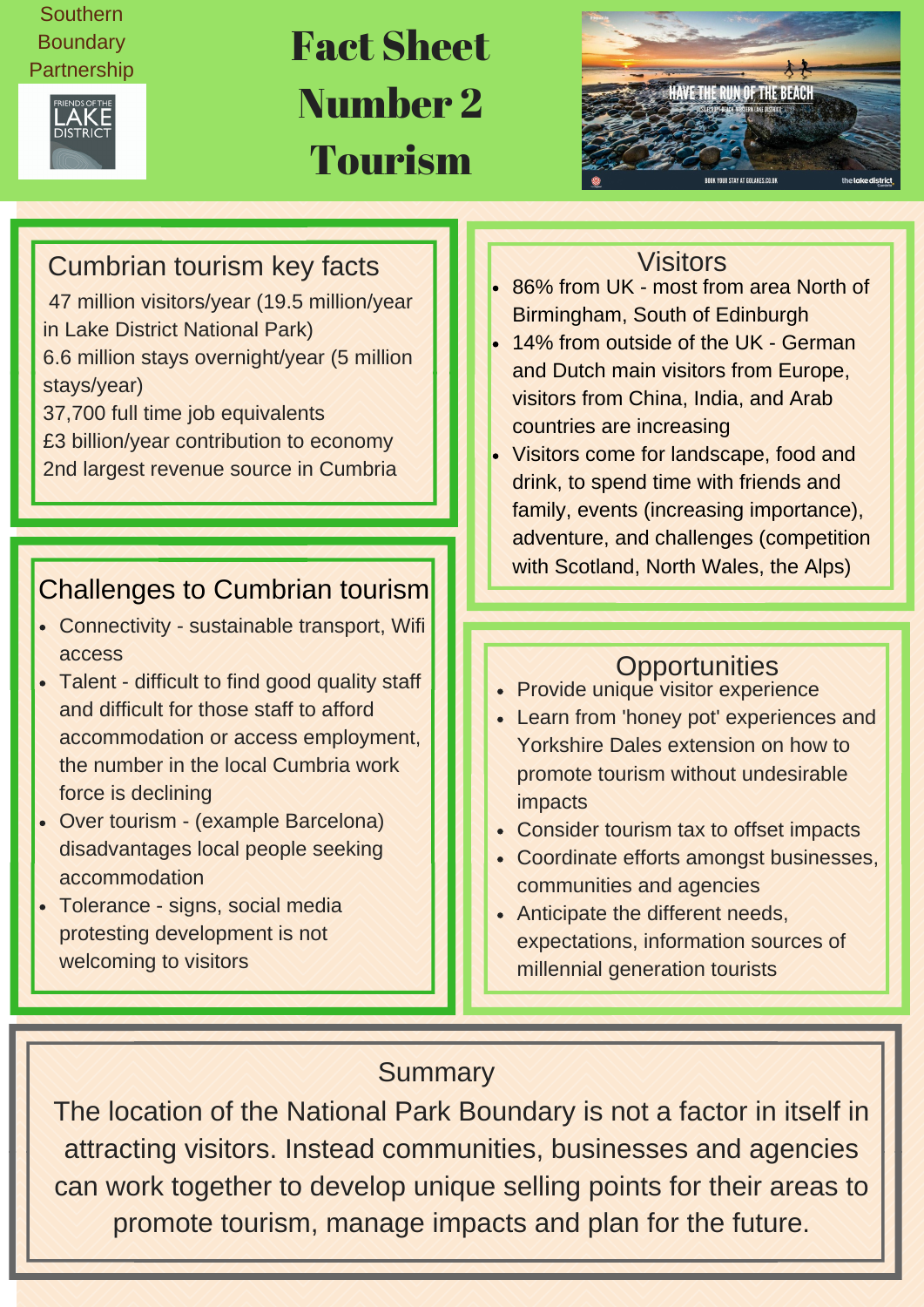Southern Boundary Partnership

FRIENDS OF THE LAKE DISTRICT

# Fact Sheet Number 2 Tourism

## Cumbrian tourism key facts

47 million visitors/year (19.5 million/year in Lake District National Park)
6.6 million stays overnight/year (5 million stays/year)
37,700 full time job equivalents
£3 billion/year contribution to economy
2nd largest revenue source in Cumbria

## Challenges to Cumbrian tourism

- Connectivity - sustainable transport, Wifi access
- Talent - difficult to find good quality staff and difficult for those staff to afford accommodation or access employment, the number in the local Cumbria work force is declining
- Over tourism - (example Barcelona) disadvantages local people seeking accommodation
- Tolerance - signs, social media protesting development is not welcoming to visitors

## Visitors

- 86% from UK - most from area North of Birmingham, South of Edinburgh
- 14% from outside of the UK - German and Dutch main visitors from Europe, visitors from China, India, and Arab countries are increasing
- Visitors come for landscape, food and drink, to spend time with friends and family, events (increasing importance), adventure, and challenges (competition with Scotland, North Wales, the Alps)

## Opportunities

- Provide unique visitor experience
- Learn from 'honey pot' experiences and Yorkshire Dales extension on how to promote tourism without undesirable impacts
- Consider tourism tax to offset impacts
- Coordinate efforts amongst businesses, communities and agencies
- Anticipate the different needs, expectations, information sources of millennial generation tourists

## Summary

The location of the National Park Boundary is not a factor in itself in attracting visitors. Instead communities, businesses and agencies can work together to develop unique selling points for their areas to promote tourism, manage impacts and plan for the future.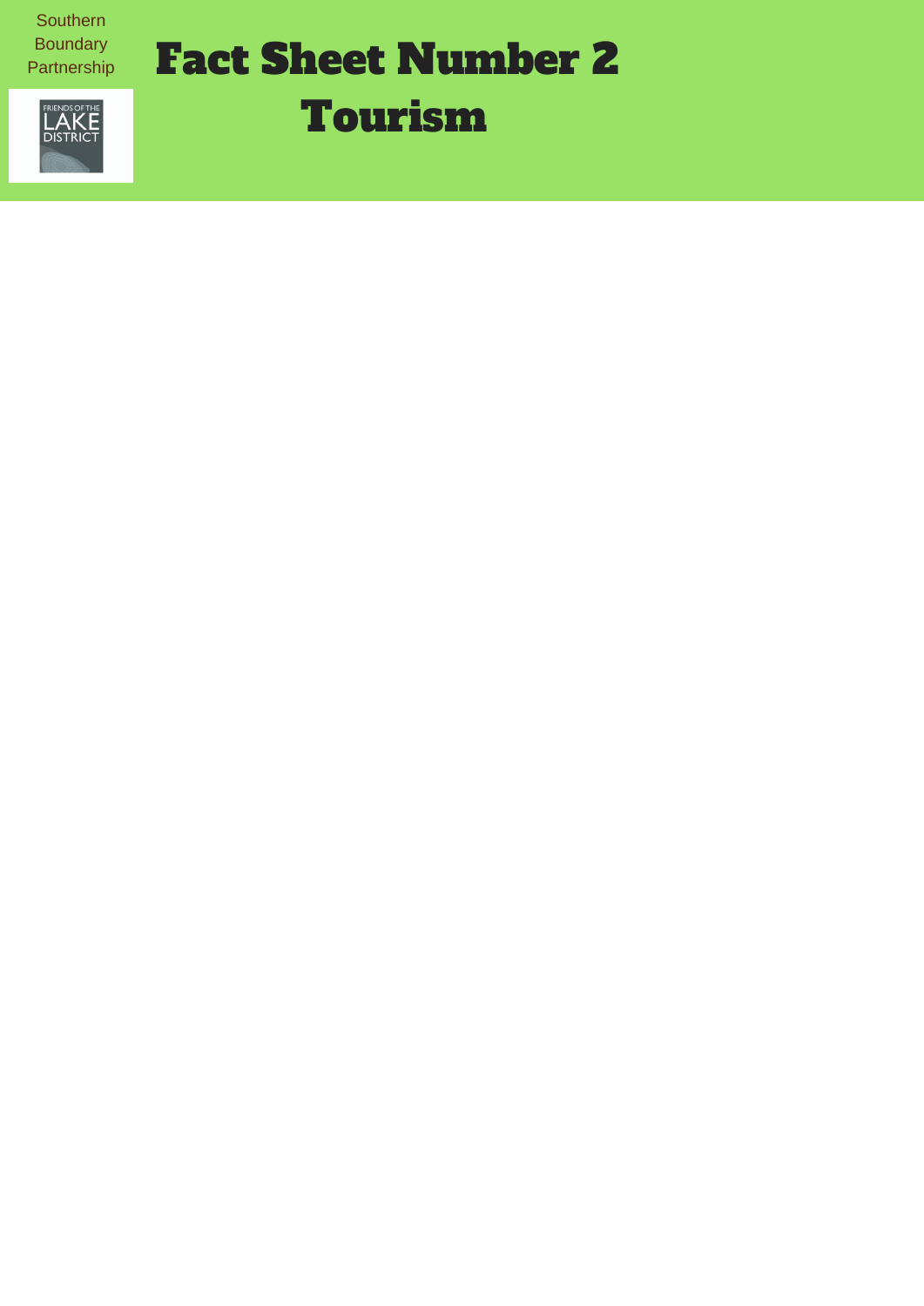Southern Boundary Partnership

FRIENDS OF THE LAKE DISTRICT

# Fact Sheet Number 2

# Tourism